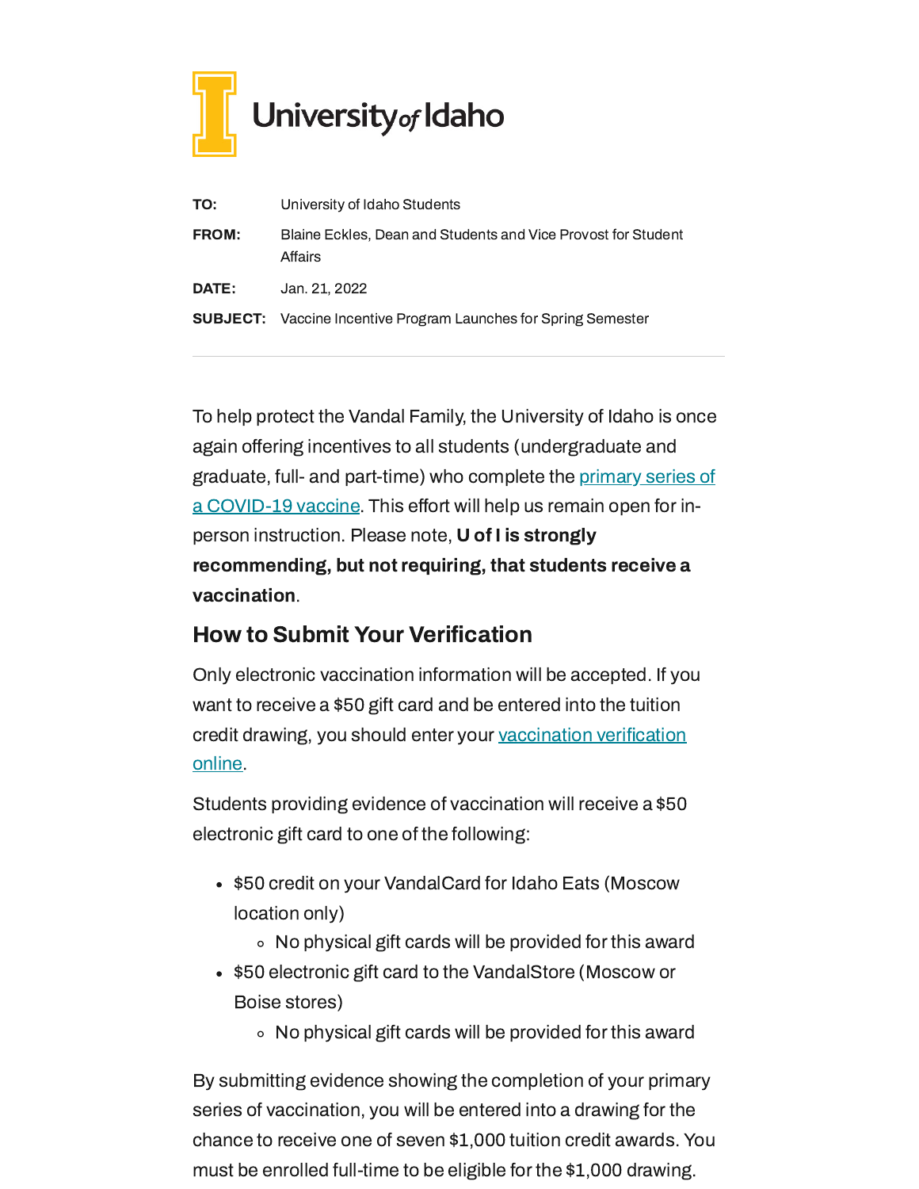University of Idaho

| | |
|---|---|
| **TO:** | University of Idaho Students |
| **FROM:** | Blaine Eckles, Dean and Students and Vice Provost for Student Affairs |
| **DATE:** | Jan. 21, 2022 |
| **SUBJECT:** | Vaccine Incentive Program Launches for Spring Semester |

---

To help protect the Vandal Family, the University of Idaho is once again offering incentives to all students (undergraduate and graduate, full- and part-time) who complete the [primary series of a COVID-19 vaccine](). This effort will help us remain open for in-person instruction. Please note, **U of I is strongly recommending, but not requiring, that students receive a vaccination**.

## How to Submit Your Verification

Only electronic vaccination information will be accepted. If you want to receive a $50 gift card and be entered into the tuition credit drawing, you should enter your [vaccination verification online]().

Students providing evidence of vaccination will receive a $50 electronic gift card to one of the following:

- $50 credit on your VandalCard for Idaho Eats (Moscow location only)
  - No physical gift cards will be provided for this award
- $50 electronic gift card to the VandalStore (Moscow or Boise stores)
  - No physical gift cards will be provided for this award

By submitting evidence showing the completion of your primary series of vaccination, you will be entered into a drawing for the chance to receive one of seven $1,000 tuition credit awards. You must be enrolled full-time to be eligible for the $1,000 drawing.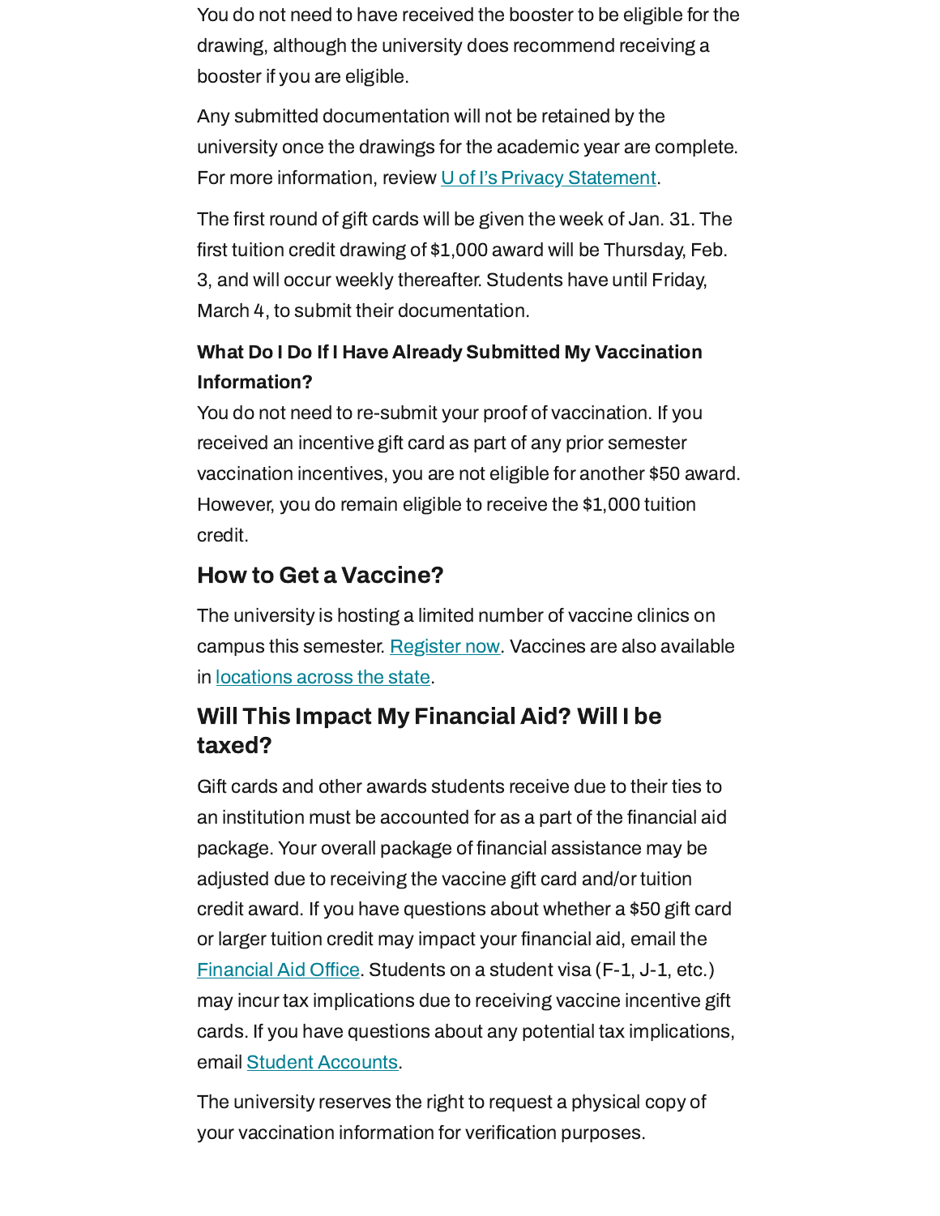You do not need to have received the booster to be eligible for the drawing, although the university does recommend receiving a booster if you are eligible.

Any submitted documentation will not be retained by the university once the drawings for the academic year are complete. For more information, review [U of I's Privacy Statement](#).

The first round of gift cards will be given the week of Jan. 31. The first tuition credit drawing of $1,000 award will be Thursday, Feb. 3, and will occur weekly thereafter. Students have until Friday, March 4, to submit their documentation.

**What Do I Do If I Have Already Submitted My Vaccination Information?**

You do not need to re-submit your proof of vaccination. If you received an incentive gift card as part of any prior semester vaccination incentives, you are not eligible for another $50 award. However, you do remain eligible to receive the $1,000 tuition credit.

## How to Get a Vaccine?

The university is hosting a limited number of vaccine clinics on campus this semester. [Register now](#). Vaccines are also available in [locations across the state](#).

## Will This Impact My Financial Aid? Will I be taxed?

Gift cards and other awards students receive due to their ties to an institution must be accounted for as a part of the financial aid package. Your overall package of financial assistance may be adjusted due to receiving the vaccine gift card and/or tuition credit award. If you have questions about whether a $50 gift card or larger tuition credit may impact your financial aid, email the [Financial Aid Office](#). Students on a student visa (F-1, J-1, etc.) may incur tax implications due to receiving vaccine incentive gift cards. If you have questions about any potential tax implications, email [Student Accounts](#).

The university reserves the right to request a physical copy of your vaccination information for verification purposes.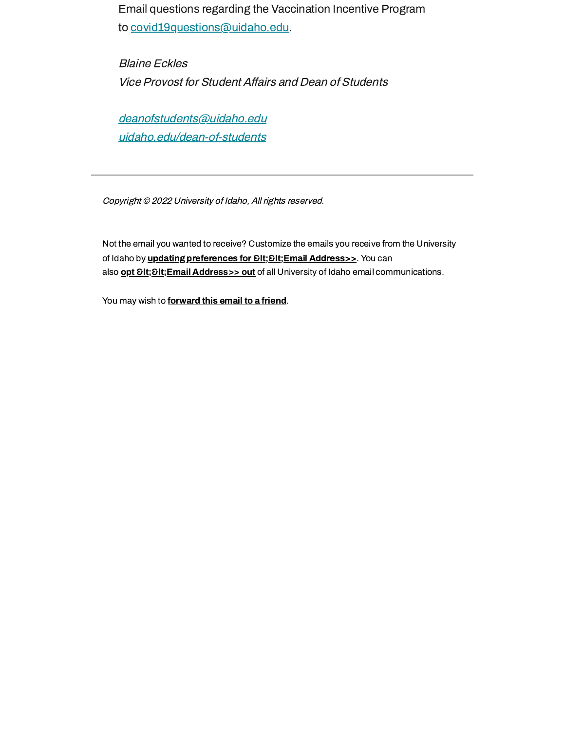Email questions regarding the Vaccination Incentive Program to covid19questions@uidaho.edu.

*Blaine Eckles*
*Vice Provost for Student Affairs and Dean of Students*

*deanofstudents@uidaho.edu*
*uidaho.edu/dean-of-students*

---

*Copyright © 2022 University of Idaho, All rights reserved.*

Not the email you wanted to receive? Customize the emails you receive from the University of Idaho by **updating preferences for &lt;&lt;Email Address>>**. You can also **opt &lt;&lt;Email Address>> out** of all University of Idaho email communications.

You may wish to **forward this email to a friend**.